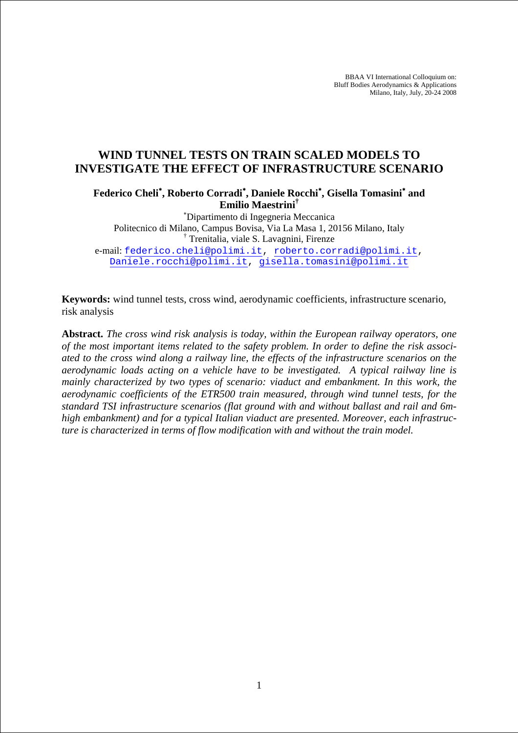BBAA VI International Colloquium on:
Bluff Bodies Aerodynamics & Applications
Milano, Italy, July, 20-24 2008

# WIND TUNNEL TESTS ON TRAIN SCALED MODELS TO INVESTIGATE THE EFFECT OF INFRASTRUCTURE SCENARIO

**Federico Cheli[\*], Roberto Corradi[\*], Daniele Rocchi[\*], Gisella Tomasini[\*] and Emilio Maestrini[†]**

[\*]Dipartimento di Ingegneria Meccanica
Politecnico di Milano, Campus Bovisa, Via La Masa 1, 20156 Milano, Italy
[†] Trenitalia, viale S. Lavagnini, Firenze
e-mail: federico.cheli@polimi.it, roberto.corradi@polimi.it, Daniele.rocchi@polimi.it, gisella.tomasini@polimi.it

**Keywords:** wind tunnel tests, cross wind, aerodynamic coefficients, infrastructure scenario, risk analysis

**Abstract.** *The cross wind risk analysis is today, within the European railway operators, one of the most important items related to the safety problem. In order to define the risk associated to the cross wind along a railway line, the effects of the infrastructure scenarios on the aerodynamic loads acting on a vehicle have to be investigated. A typical railway line is mainly characterized by two types of scenario: viaduct and embankment. In this work, the aerodynamic coefficients of the ETR500 train measured, through wind tunnel tests, for the standard TSI infrastructure scenarios (flat ground with and without ballast and rail and 6m-high embankment) and for a typical Italian viaduct are presented. Moreover, each infrastructure is characterized in terms of flow modification with and without the train model.*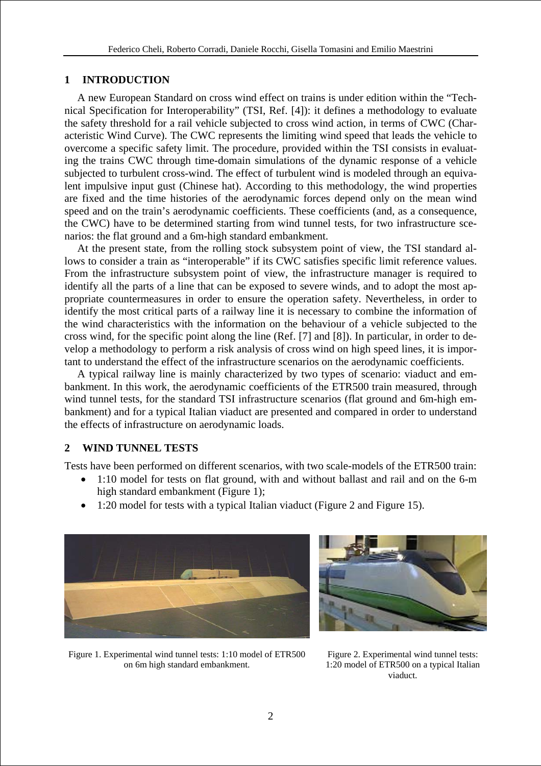## 1 INTRODUCTION

A new European Standard on cross wind effect on trains is under edition within the "Technical Specification for Interoperability" (TSI, Ref. [4]): it defines a methodology to evaluate the safety threshold for a rail vehicle subjected to cross wind action, in terms of CWC (Characteristic Wind Curve). The CWC represents the limiting wind speed that leads the vehicle to overcome a specific safety limit. The procedure, provided within the TSI consists in evaluating the trains CWC through time-domain simulations of the dynamic response of a vehicle subjected to turbulent cross-wind. The effect of turbulent wind is modeled through an equivalent impulsive input gust (Chinese hat). According to this methodology, the wind properties are fixed and the time histories of the aerodynamic forces depend only on the mean wind speed and on the train's aerodynamic coefficients. These coefficients (and, as a consequence, the CWC) have to be determined starting from wind tunnel tests, for two infrastructure scenarios: the flat ground and a 6m-high standard embankment.

At the present state, from the rolling stock subsystem point of view, the TSI standard allows to consider a train as "interoperable" if its CWC satisfies specific limit reference values. From the infrastructure subsystem point of view, the infrastructure manager is required to identify all the parts of a line that can be exposed to severe winds, and to adopt the most appropriate countermeasures in order to ensure the operation safety. Nevertheless, in order to identify the most critical parts of a railway line it is necessary to combine the information of the wind characteristics with the information on the behaviour of a vehicle subjected to the cross wind, for the specific point along the line (Ref. [7] and [8]). In particular, in order to develop a methodology to perform a risk analysis of cross wind on high speed lines, it is important to understand the effect of the infrastructure scenarios on the aerodynamic coefficients.

A typical railway line is mainly characterized by two types of scenario: viaduct and embankment. In this work, the aerodynamic coefficients of the ETR500 train measured, through wind tunnel tests, for the standard TSI infrastructure scenarios (flat ground and 6m-high embankment) and for a typical Italian viaduct are presented and compared in order to understand the effects of infrastructure on aerodynamic loads.

## 2 WIND TUNNEL TESTS

Tests have been performed on different scenarios, with two scale-models of the ETR500 train:

- 1:10 model for tests on flat ground, with and without ballast and rail and on the 6-m high standard embankment (Figure 1);
- 1:20 model for tests with a typical Italian viaduct (Figure 2 and Figure 15).

Figure 1. Experimental wind tunnel tests: 1:10 model of ETR500 on 6m high standard embankment.

Figure 2. Experimental wind tunnel tests: 1:20 model of ETR500 on a typical Italian viaduct.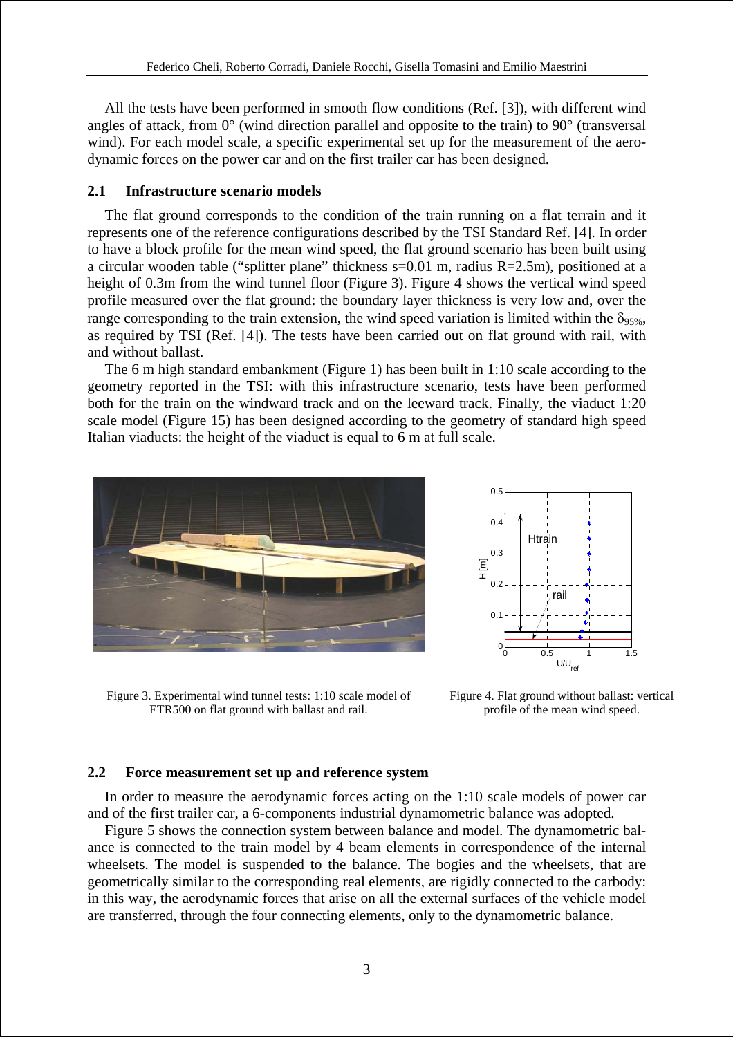All the tests have been performed in smooth flow conditions (Ref. [3]), with different wind angles of attack, from 0° (wind direction parallel and opposite to the train) to 90° (transversal wind). For each model scale, a specific experimental set up for the measurement of the aerodynamic forces on the power car and on the first trailer car has been designed.

## 2.1 Infrastructure scenario models

The flat ground corresponds to the condition of the train running on a flat terrain and it represents one of the reference configurations described by the TSI Standard Ref. [4]. In order to have a block profile for the mean wind speed, the flat ground scenario has been built using a circular wooden table ("splitter plane" thickness s=0.01 m, radius R=2.5m), positioned at a height of 0.3m from the wind tunnel floor (Figure 3). Figure 4 shows the vertical wind speed profile measured over the flat ground: the boundary layer thickness is very low and, over the range corresponding to the train extension, the wind speed variation is limited within the $\delta_{95\%}$, as required by TSI (Ref. [4]). The tests have been carried out on flat ground with rail, with and without ballast.

The 6 m high standard embankment (Figure 1) has been built in 1:10 scale according to the geometry reported in the TSI: with this infrastructure scenario, tests have been performed both for the train on the windward track and on the leeward track. Finally, the viaduct 1:20 scale model (Figure 15) has been designed according to the geometry of standard high speed Italian viaducts: the height of the viaduct is equal to 6 m at full scale.

Figure 3. Experimental wind tunnel tests: 1:10 scale model of ETR500 on flat ground with ballast and rail.

Figure 4. Flat ground without ballast: vertical profile of the mean wind speed.

## 2.2 Force measurement set up and reference system

In order to measure the aerodynamic forces acting on the 1:10 scale models of power car and of the first trailer car, a 6-components industrial dynamometric balance was adopted.

Figure 5 shows the connection system between balance and model. The dynamometric balance is connected to the train model by 4 beam elements in correspondence of the internal wheelsets. The model is suspended to the balance. The bogies and the wheelsets, that are geometrically similar to the corresponding real elements, are rigidly connected to the carbody: in this way, the aerodynamic forces that arise on all the external surfaces of the vehicle model are transferred, through the four connecting elements, only to the dynamometric balance.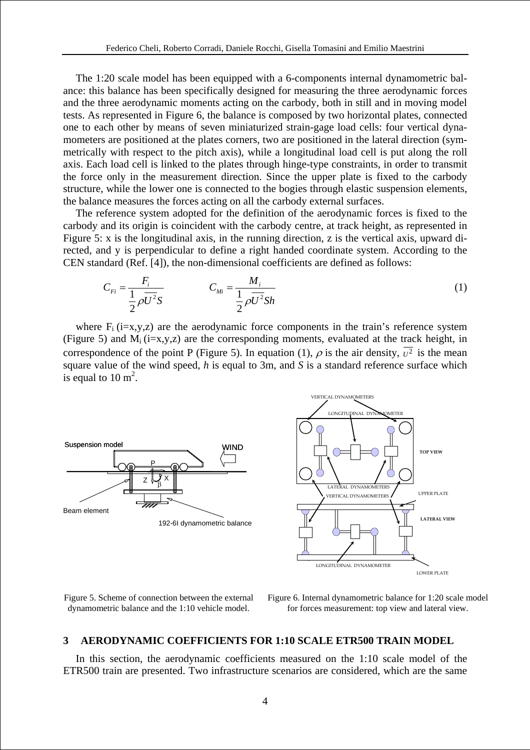The 1:20 scale model has been equipped with a 6-components internal dynamometric balance: this balance has been specifically designed for measuring the three aerodynamic forces and the three aerodynamic moments acting on the carbody, both in still and in moving model tests. As represented in Figure 6, the balance is composed by two horizontal plates, connected one to each other by means of seven miniaturized strain-gage load cells: four vertical dynamometers are positioned at the plates corners, two are positioned in the lateral direction (symmetrically with respect to the pitch axis), while a longitudinal load cell is put along the roll axis. Each load cell is linked to the plates through hinge-type constraints, in order to transmit the force only in the measurement direction. Since the upper plate is fixed to the carbody structure, while the lower one is connected to the bogies through elastic suspension elements, the balance measures the forces acting on all the carbody external surfaces.

The reference system adopted for the definition of the aerodynamic forces is fixed to the carbody and its origin is coincident with the carbody centre, at track height, as represented in Figure 5: x is the longitudinal axis, in the running direction, z is the vertical axis, upward directed, and y is perpendicular to define a right handed coordinate system. According to the CEN standard (Ref. [4]), the non-dimensional coefficients are defined as follows:

$$C_{Fi} = \frac{F_i}{\frac{1}{2}\rho\overline{U^2}S} \qquad C_{Mi} = \frac{M_i}{\frac{1}{2}\rho\overline{U^2}Sh} \tag{1}$$

where $F_i$ (i=x,y,z) are the aerodynamic force components in the train's reference system (Figure 5) and $M_i$ (i=x,y,z) are the corresponding moments, evaluated at the track height, in correspondence of the point P (Figure 5). In equation (1), $\rho$ is the air density, $\overline{U^2}$ is the mean square value of the wind speed, *h* is equal to 3m, and *S* is a standard reference surface which is equal to 10 m$^2$.

Figure 5. Scheme of connection between the external dynamometric balance and the 1:10 vehicle model.

Figure 6. Internal dynamometric balance for 1:20 scale model for forces measurement: top view and lateral view.

## 3 AERODYNAMIC COEFFICIENTS FOR 1:10 SCALE ETR500 TRAIN MODEL

In this section, the aerodynamic coefficients measured on the 1:10 scale model of the ETR500 train are presented. Two infrastructure scenarios are considered, which are the same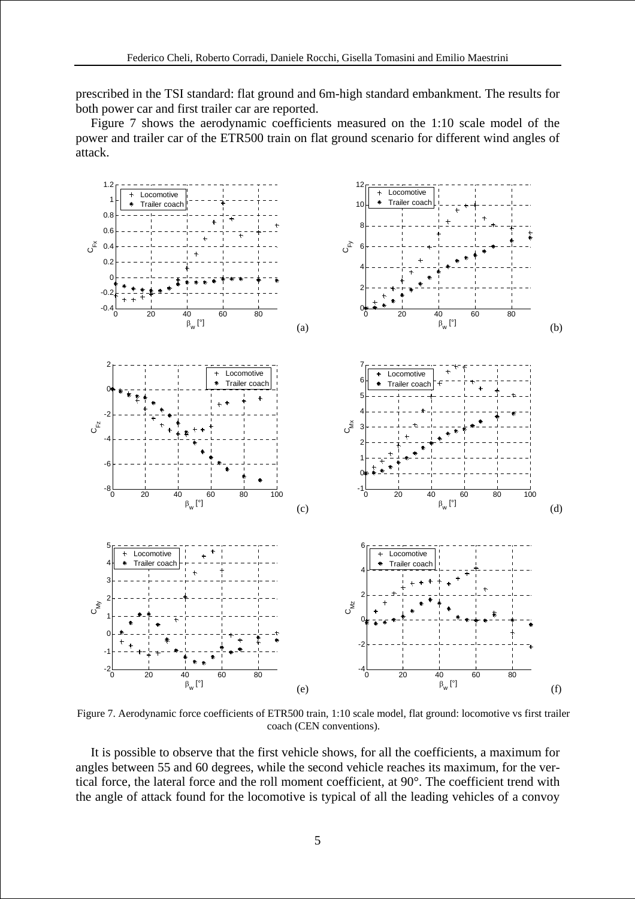prescribed in the TSI standard: flat ground and 6m-high standard embankment. The results for both power car and first trailer car are reported.

Figure 7 shows the aerodynamic coefficients measured on the 1:10 scale model of the power and trailer car of the ETR500 train on flat ground scenario for different wind angles of attack.

Figure 7. Aerodynamic force coefficients of ETR500 train, 1:10 scale model, flat ground: locomotive vs first trailer coach (CEN conventions).

It is possible to observe that the first vehicle shows, for all the coefficients, a maximum for angles between 55 and 60 degrees, while the second vehicle reaches its maximum, for the vertical force, the lateral force and the roll moment coefficient, at 90°. The coefficient trend with the angle of attack found for the locomotive is typical of all the leading vehicles of a convoy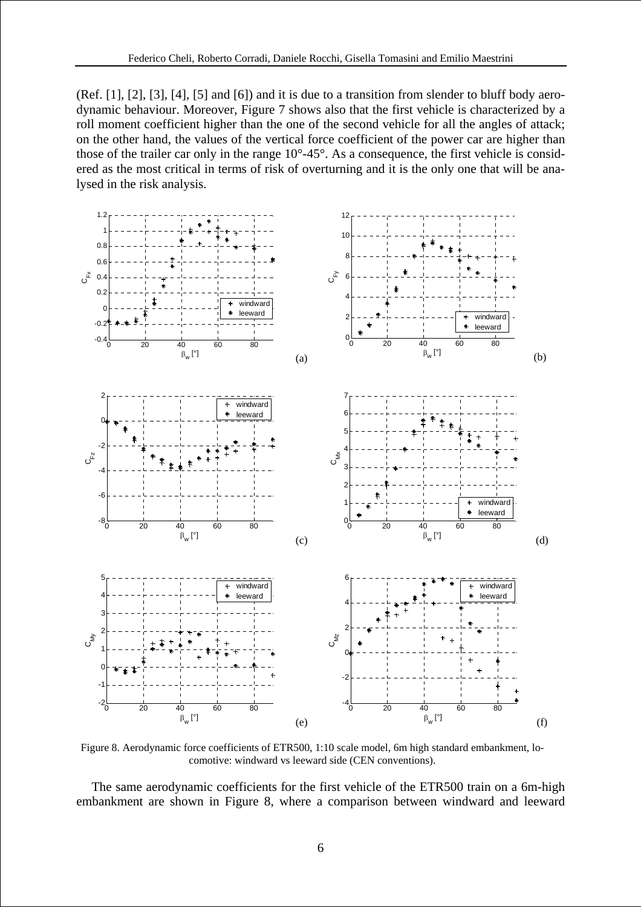(Ref. [1], [2], [3], [4], [5] and [6]) and it is due to a transition from slender to bluff body aerodynamic behaviour. Moreover, Figure 7 shows also that the first vehicle is characterized by a roll moment coefficient higher than the one of the second vehicle for all the angles of attack; on the other hand, the values of the vertical force coefficient of the power car are higher than those of the trailer car only in the range 10°-45°. As a consequence, the first vehicle is considered as the most critical in terms of risk of overturning and it is the only one that will be analysed in the risk analysis.

Figure 8. Aerodynamic force coefficients of ETR500, 1:10 scale model, 6m high standard embankment, locomotive: windward vs leeward side (CEN conventions).

The same aerodynamic coefficients for the first vehicle of the ETR500 train on a 6m-high embankment are shown in Figure 8, where a comparison between windward and leeward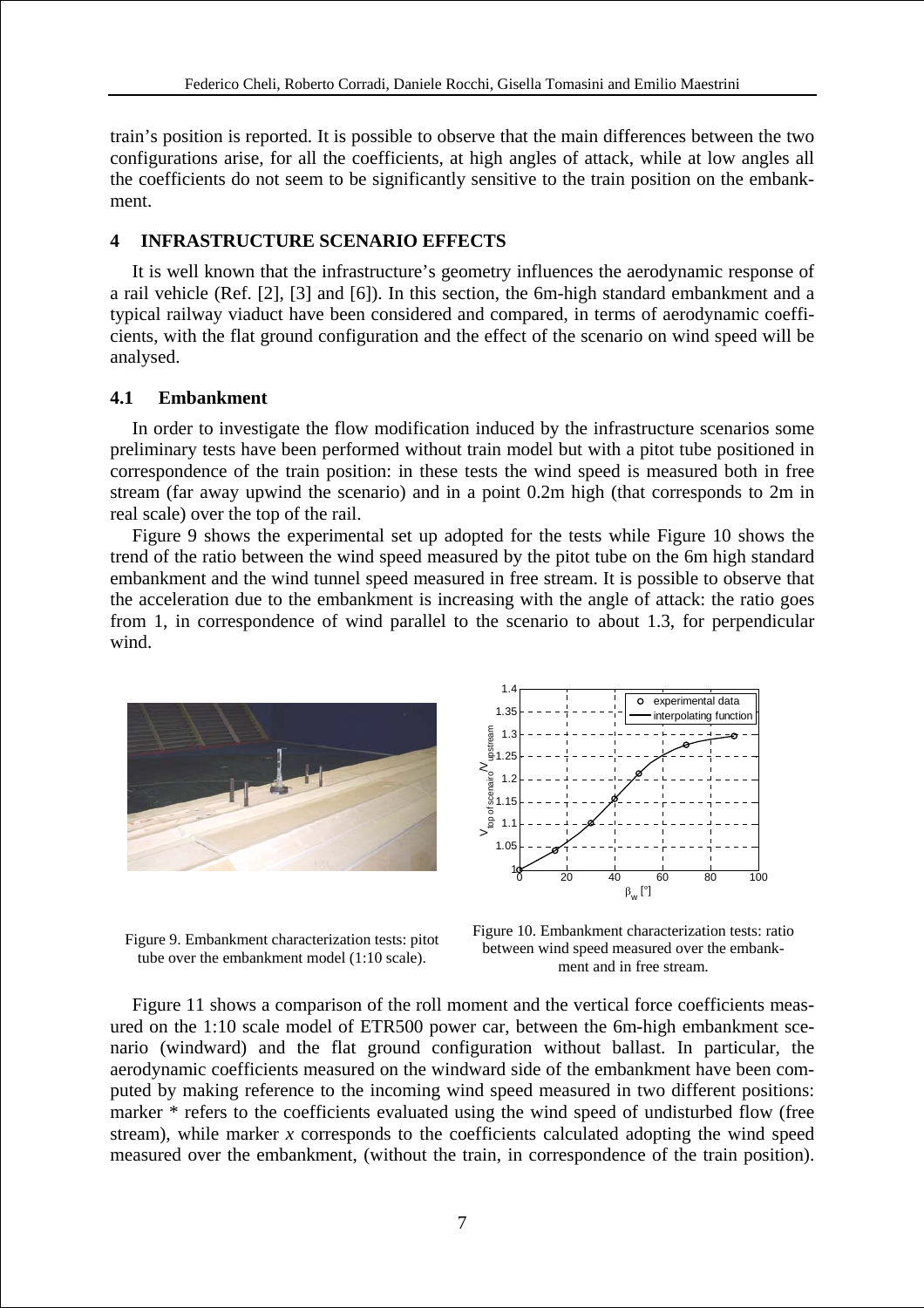train's position is reported. It is possible to observe that the main differences between the two configurations arise, for all the coefficients, at high angles of attack, while at low angles all the coefficients do not seem to be significantly sensitive to the train position on the embankment.

## 4 INFRASTRUCTURE SCENARIO EFFECTS

It is well known that the infrastructure's geometry influences the aerodynamic response of a rail vehicle (Ref. [2], [3] and [6]). In this section, the 6m-high standard embankment and a typical railway viaduct have been considered and compared, in terms of aerodynamic coefficients, with the flat ground configuration and the effect of the scenario on wind speed will be analysed.

### 4.1 Embankment

In order to investigate the flow modification induced by the infrastructure scenarios some preliminary tests have been performed without train model but with a pitot tube positioned in correspondence of the train position: in these tests the wind speed is measured both in free stream (far away upwind the scenario) and in a point 0.2m high (that corresponds to 2m in real scale) over the top of the rail.

Figure 9 shows the experimental set up adopted for the tests while Figure 10 shows the trend of the ratio between the wind speed measured by the pitot tube on the 6m high standard embankment and the wind tunnel speed measured in free stream. It is possible to observe that the acceleration due to the embankment is increasing with the angle of attack: the ratio goes from 1, in correspondence of wind parallel to the scenario to about 1.3, for perpendicular wind.

Figure 9. Embankment characterization tests: pitot tube over the embankment model (1:10 scale).

Figure 10. Embankment characterization tests: ratio between wind speed measured over the embankment and in free stream.

Figure 11 shows a comparison of the roll moment and the vertical force coefficients measured on the 1:10 scale model of ETR500 power car, between the 6m-high embankment scenario (windward) and the flat ground configuration without ballast. In particular, the aerodynamic coefficients measured on the windward side of the embankment have been computed by making reference to the incoming wind speed measured in two different positions: marker * refers to the coefficients evaluated using the wind speed of undisturbed flow (free stream), while marker *x* corresponds to the coefficients calculated adopting the wind speed measured over the embankment, (without the train, in correspondence of the train position).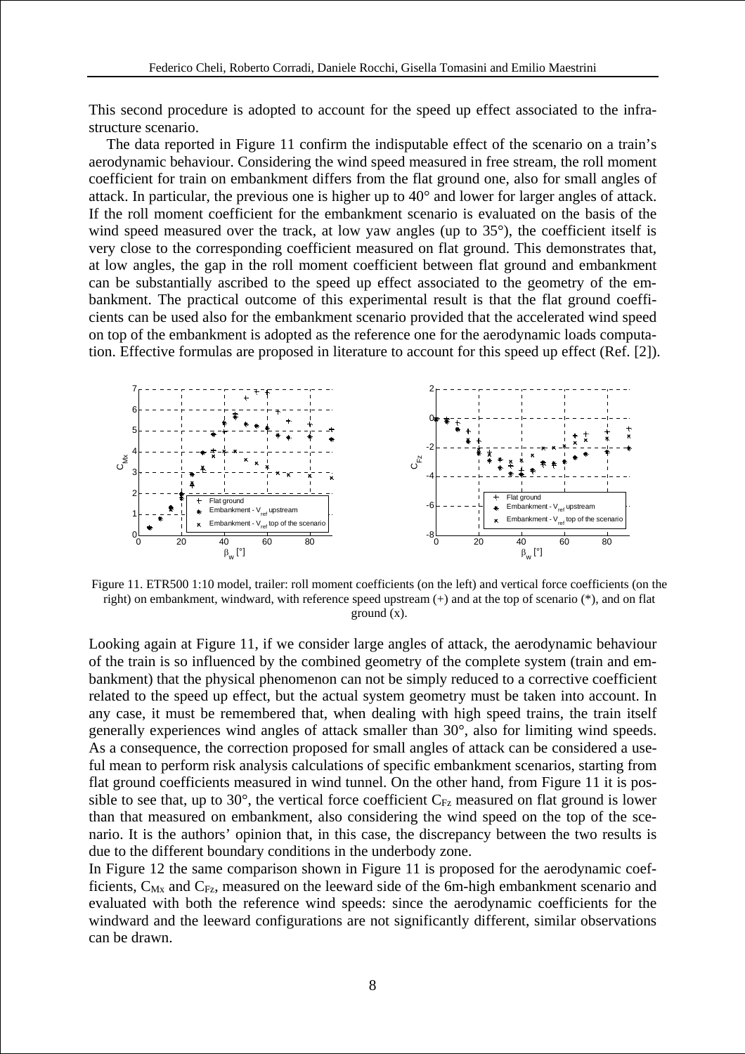This second procedure is adopted to account for the speed up effect associated to the infrastructure scenario.

The data reported in Figure 11 confirm the indisputable effect of the scenario on a train's aerodynamic behaviour. Considering the wind speed measured in free stream, the roll moment coefficient for train on embankment differs from the flat ground one, also for small angles of attack. In particular, the previous one is higher up to 40° and lower for larger angles of attack. If the roll moment coefficient for the embankment scenario is evaluated on the basis of the wind speed measured over the track, at low yaw angles (up to 35°), the coefficient itself is very close to the corresponding coefficient measured on flat ground. This demonstrates that, at low angles, the gap in the roll moment coefficient between flat ground and embankment can be substantially ascribed to the speed up effect associated to the geometry of the embankment. The practical outcome of this experimental result is that the flat ground coefficients can be used also for the embankment scenario provided that the accelerated wind speed on top of the embankment is adopted as the reference one for the aerodynamic loads computation. Effective formulas are proposed in literature to account for this speed up effect (Ref. [2]).

Figure 11. ETR500 1:10 model, trailer: roll moment coefficients (on the left) and vertical force coefficients (on the right) on embankment, windward, with reference speed upstream (+) and at the top of scenario (*), and on flat ground (x).

Looking again at Figure 11, if we consider large angles of attack, the aerodynamic behaviour of the train is so influenced by the combined geometry of the complete system (train and embankment) that the physical phenomenon can not be simply reduced to a corrective coefficient related to the speed up effect, but the actual system geometry must be taken into account. In any case, it must be remembered that, when dealing with high speed trains, the train itself generally experiences wind angles of attack smaller than 30°, also for limiting wind speeds. As a consequence, the correction proposed for small angles of attack can be considered a useful mean to perform risk analysis calculations of specific embankment scenarios, starting from flat ground coefficients measured in wind tunnel. On the other hand, from Figure 11 it is possible to see that, up to 30°, the vertical force coefficient $C_{Fz}$ measured on flat ground is lower than that measured on embankment, also considering the wind speed on the top of the scenario. It is the authors' opinion that, in this case, the discrepancy between the two results is due to the different boundary conditions in the underbody zone.

In Figure 12 the same comparison shown in Figure 11 is proposed for the aerodynamic coefficients, $C_{Mx}$ and $C_{Fz}$, measured on the leeward side of the 6m-high embankment scenario and evaluated with both the reference wind speeds: since the aerodynamic coefficients for the windward and the leeward configurations are not significantly different, similar observations can be drawn.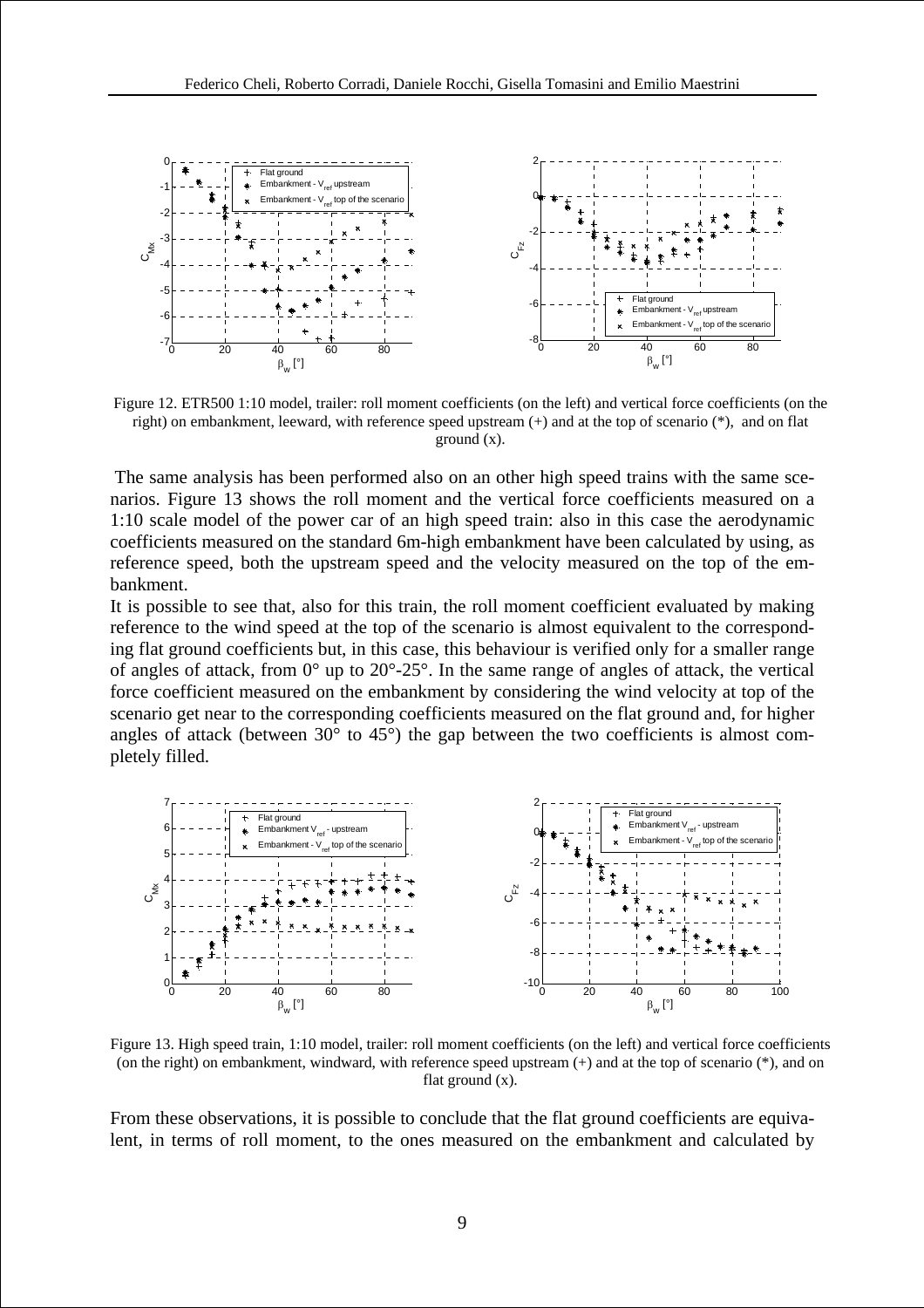Figure 12. ETR500 1:10 model, trailer: roll moment coefficients (on the left) and vertical force coefficients (on the right) on embankment, leeward, with reference speed upstream (+) and at the top of scenario (*), and on flat ground (x).

The same analysis has been performed also on an other high speed trains with the same scenarios. Figure 13 shows the roll moment and the vertical force coefficients measured on a 1:10 scale model of the power car of an high speed train: also in this case the aerodynamic coefficients measured on the standard 6m-high embankment have been calculated by using, as reference speed, both the upstream speed and the velocity measured on the top of the embankment.

It is possible to see that, also for this train, the roll moment coefficient evaluated by making reference to the wind speed at the top of the scenario is almost equivalent to the corresponding flat ground coefficients but, in this case, this behaviour is verified only for a smaller range of angles of attack, from 0° up to 20°-25°. In the same range of angles of attack, the vertical force coefficient measured on the embankment by considering the wind velocity at top of the scenario get near to the corresponding coefficients measured on the flat ground and, for higher angles of attack (between 30° to 45°) the gap between the two coefficients is almost completely filled.

Figure 13. High speed train, 1:10 model, trailer: roll moment coefficients (on the left) and vertical force coefficients (on the right) on embankment, windward, with reference speed upstream (+) and at the top of scenario (*), and on flat ground (x).

From these observations, it is possible to conclude that the flat ground coefficients are equivalent, in terms of roll moment, to the ones measured on the embankment and calculated by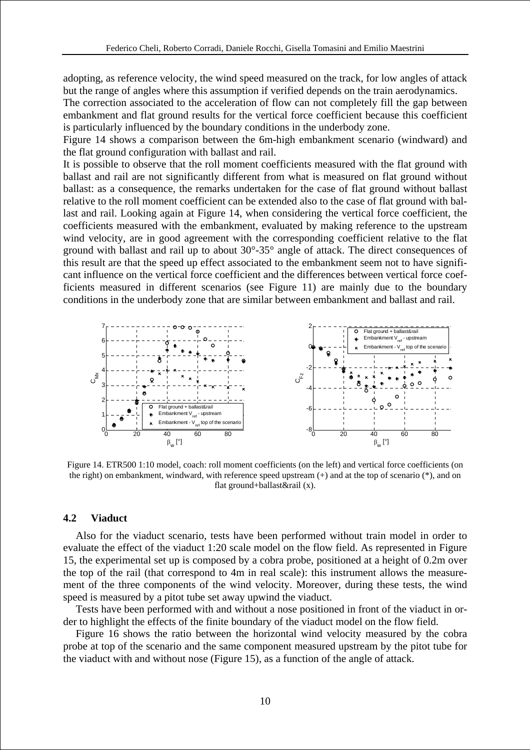adopting, as reference velocity, the wind speed measured on the track, for low angles of attack but the range of angles where this assumption if verified depends on the train aerodynamics.

The correction associated to the acceleration of flow can not completely fill the gap between embankment and flat ground results for the vertical force coefficient because this coefficient is particularly influenced by the boundary conditions in the underbody zone.

Figure 14 shows a comparison between the 6m-high embankment scenario (windward) and the flat ground configuration with ballast and rail.

It is possible to observe that the roll moment coefficients measured with the flat ground with ballast and rail are not significantly different from what is measured on flat ground without ballast: as a consequence, the remarks undertaken for the case of flat ground without ballast relative to the roll moment coefficient can be extended also to the case of flat ground with ballast and rail. Looking again at Figure 14, when considering the vertical force coefficient, the coefficients measured with the embankment, evaluated by making reference to the upstream wind velocity, are in good agreement with the corresponding coefficient relative to the flat ground with ballast and rail up to about 30°-35° angle of attack. The direct consequences of this result are that the speed up effect associated to the embankment seem not to have significant influence on the vertical force coefficient and the differences between vertical force coefficients measured in different scenarios (see Figure 11) are mainly due to the boundary conditions in the underbody zone that are similar between embankment and ballast and rail.

Figure 14. ETR500 1:10 model, coach: roll moment coefficients (on the left) and vertical force coefficients (on the right) on embankment, windward, with reference speed upstream (+) and at the top of scenario (*), and on flat ground+ballast&rail (x).

## 4.2 Viaduct

Also for the viaduct scenario, tests have been performed without train model in order to evaluate the effect of the viaduct 1:20 scale model on the flow field. As represented in Figure 15, the experimental set up is composed by a cobra probe, positioned at a height of 0.2m over the top of the rail (that correspond to 4m in real scale): this instrument allows the measurement of the three components of the wind velocity. Moreover, during these tests, the wind speed is measured by a pitot tube set away upwind the viaduct.

Tests have been performed with and without a nose positioned in front of the viaduct in order to highlight the effects of the finite boundary of the viaduct model on the flow field.

Figure 16 shows the ratio between the horizontal wind velocity measured by the cobra probe at top of the scenario and the same component measured upstream by the pitot tube for the viaduct with and without nose (Figure 15), as a function of the angle of attack.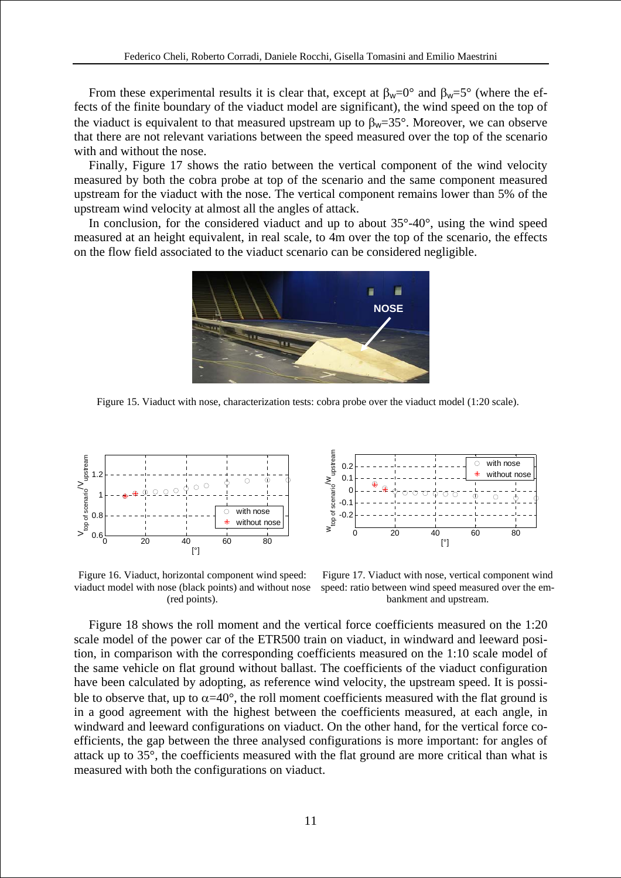From these experimental results it is clear that, except at $\beta_w=0°$ and $\beta_w=5°$ (where the effects of the finite boundary of the viaduct model are significant), the wind speed on the top of the viaduct is equivalent to that measured upstream up to $\beta_w=35°$. Moreover, we can observe that there are not relevant variations between the speed measured over the top of the scenario with and without the nose.

Finally, Figure 17 shows the ratio between the vertical component of the wind velocity measured by both the cobra probe at top of the scenario and the same component measured upstream for the viaduct with the nose. The vertical component remains lower than 5% of the upstream wind velocity at almost all the angles of attack.

In conclusion, for the considered viaduct and up to about 35°-40°, using the wind speed measured at an height equivalent, in real scale, to 4m over the top of the scenario, the effects on the flow field associated to the viaduct scenario can be considered negligible.

Figure 15. Viaduct with nose, characterization tests: cobra probe over the viaduct model (1:20 scale).

Figure 16. Viaduct, horizontal component wind speed: viaduct model with nose (black points) and without nose (red points).

Figure 17. Viaduct with nose, vertical component wind speed: ratio between wind speed measured over the embankment and upstream.

Figure 18 shows the roll moment and the vertical force coefficients measured on the 1:20 scale model of the power car of the ETR500 train on viaduct, in windward and leeward position, in comparison with the corresponding coefficients measured on the 1:10 scale model of the same vehicle on flat ground without ballast. The coefficients of the viaduct configuration have been calculated by adopting, as reference wind velocity, the upstream speed. It is possible to observe that, up to $\alpha=40°$, the roll moment coefficients measured with the flat ground is in a good agreement with the highest between the coefficients measured, at each angle, in windward and leeward configurations on viaduct. On the other hand, for the vertical force coefficients, the gap between the three analysed configurations is more important: for angles of attack up to 35°, the coefficients measured with the flat ground are more critical than what is measured with both the configurations on viaduct.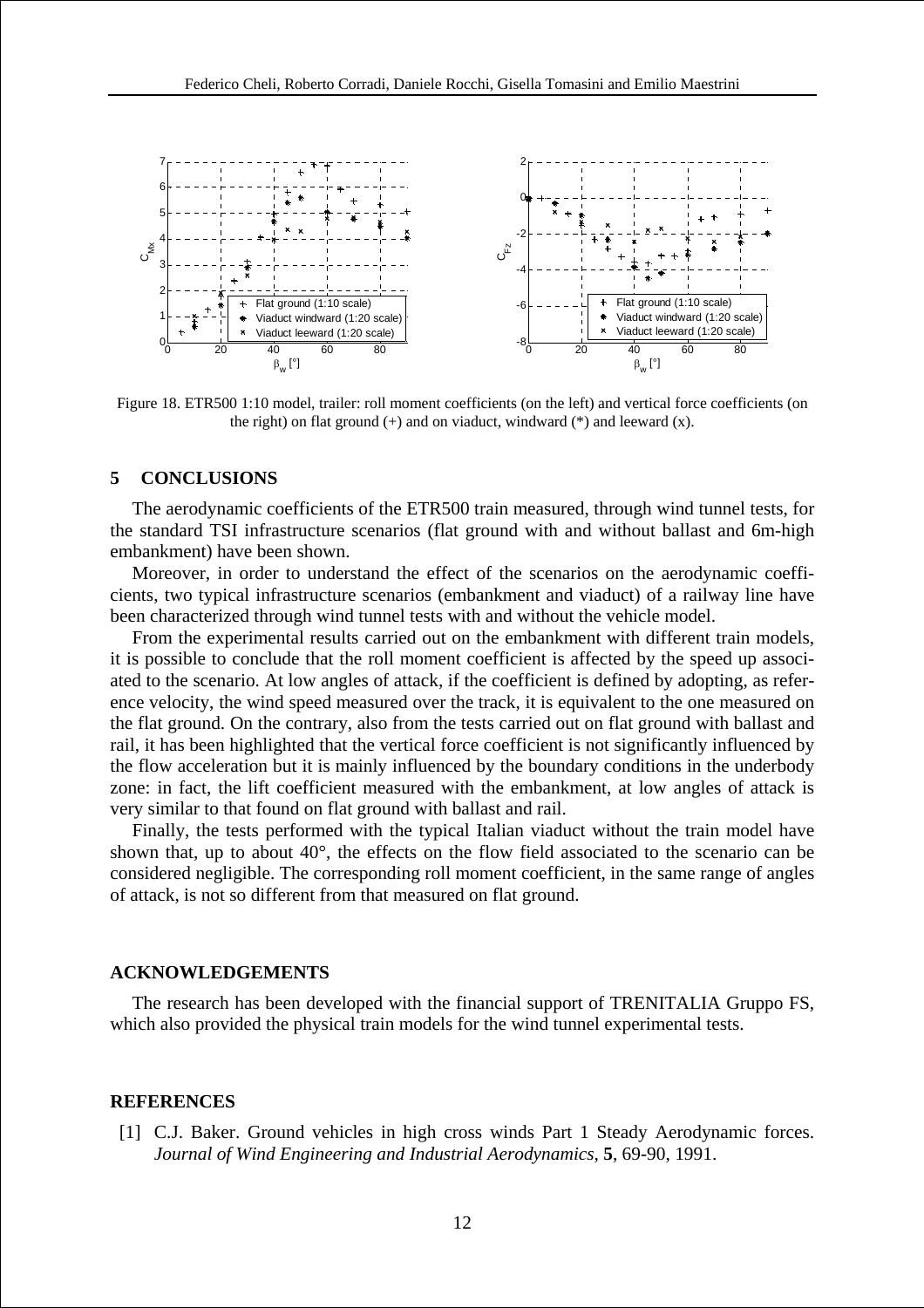Figure 18. ETR500 1:10 model, trailer: roll moment coefficients (on the left) and vertical force coefficients (on the right) on flat ground (+) and on viaduct, windward (*) and leeward (x).

## 5 CONCLUSIONS

The aerodynamic coefficients of the ETR500 train measured, through wind tunnel tests, for the standard TSI infrastructure scenarios (flat ground with and without ballast and 6m-high embankment) have been shown.

Moreover, in order to understand the effect of the scenarios on the aerodynamic coefficients, two typical infrastructure scenarios (embankment and viaduct) of a railway line have been characterized through wind tunnel tests with and without the vehicle model.

From the experimental results carried out on the embankment with different train models, it is possible to conclude that the roll moment coefficient is affected by the speed up associated to the scenario. At low angles of attack, if the coefficient is defined by adopting, as reference velocity, the wind speed measured over the track, it is equivalent to the one measured on the flat ground. On the contrary, also from the tests carried out on flat ground with ballast and rail, it has been highlighted that the vertical force coefficient is not significantly influenced by the flow acceleration but it is mainly influenced by the boundary conditions in the underbody zone: in fact, the lift coefficient measured with the embankment, at low angles of attack is very similar to that found on flat ground with ballast and rail.

Finally, the tests performed with the typical Italian viaduct without the train model have shown that, up to about 40°, the effects on the flow field associated to the scenario can be considered negligible. The corresponding roll moment coefficient, in the same range of angles of attack, is not so different from that measured on flat ground.

## ACKNOWLEDGEMENTS

The research has been developed with the financial support of TRENITALIA Gruppo FS, which also provided the physical train models for the wind tunnel experimental tests.

## REFERENCES

[1] C.J. Baker. Ground vehicles in high cross winds Part 1 Steady Aerodynamic forces. *Journal of Wind Engineering and Industrial Aerodynamics*, **5**, 69-90, 1991.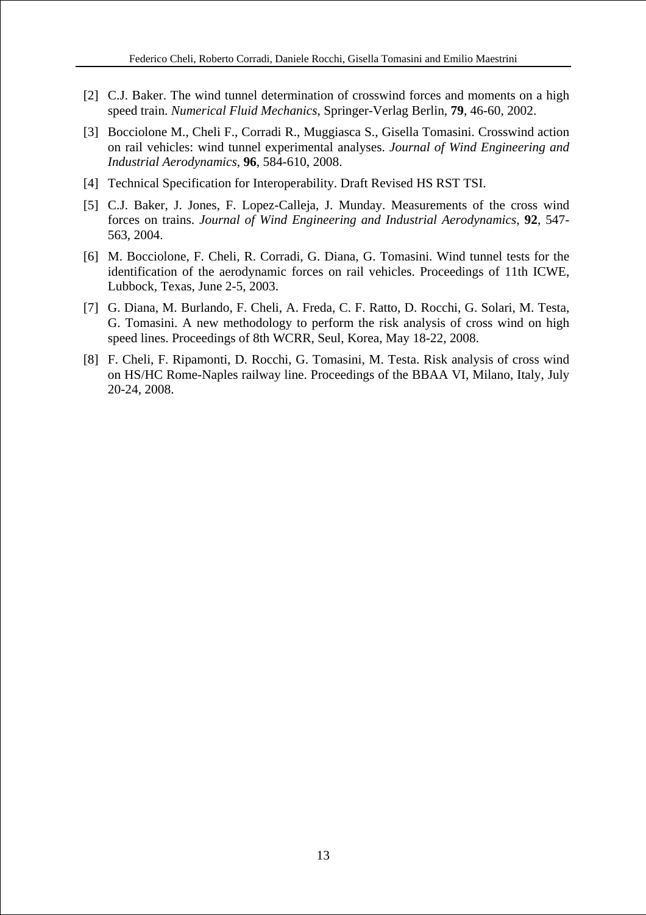[2] C.J. Baker. The wind tunnel determination of crosswind forces and moments on a high speed train. *Numerical Fluid Mechanics*, Springer-Verlag Berlin, **79**, 46-60, 2002.

[3] Bocciolone M., Cheli F., Corradi R., Muggiasca S., Gisella Tomasini. Crosswind action on rail vehicles: wind tunnel experimental analyses. *Journal of Wind Engineering and Industrial Aerodynamics*, **96**, 584-610, 2008.

[4] Technical Specification for Interoperability. Draft Revised HS RST TSI.

[5] C.J. Baker, J. Jones, F. Lopez-Calleja, J. Munday. Measurements of the cross wind forces on trains. *Journal of Wind Engineering and Industrial Aerodynamics*, **92**, 547-563, 2004.

[6] M. Bocciolone, F. Cheli, R. Corradi, G. Diana, G. Tomasini. Wind tunnel tests for the identification of the aerodynamic forces on rail vehicles. Proceedings of 11th ICWE, Lubbock, Texas, June 2-5, 2003.

[7] G. Diana, M. Burlando, F. Cheli, A. Freda, C. F. Ratto, D. Rocchi, G. Solari, M. Testa, G. Tomasini. A new methodology to perform the risk analysis of cross wind on high speed lines. Proceedings of 8th WCRR, Seul, Korea, May 18-22, 2008.

[8] F. Cheli, F. Ripamonti, D. Rocchi, G. Tomasini, M. Testa. Risk analysis of cross wind on HS/HC Rome-Naples railway line. Proceedings of the BBAA VI, Milano, Italy, July 20-24, 2008.